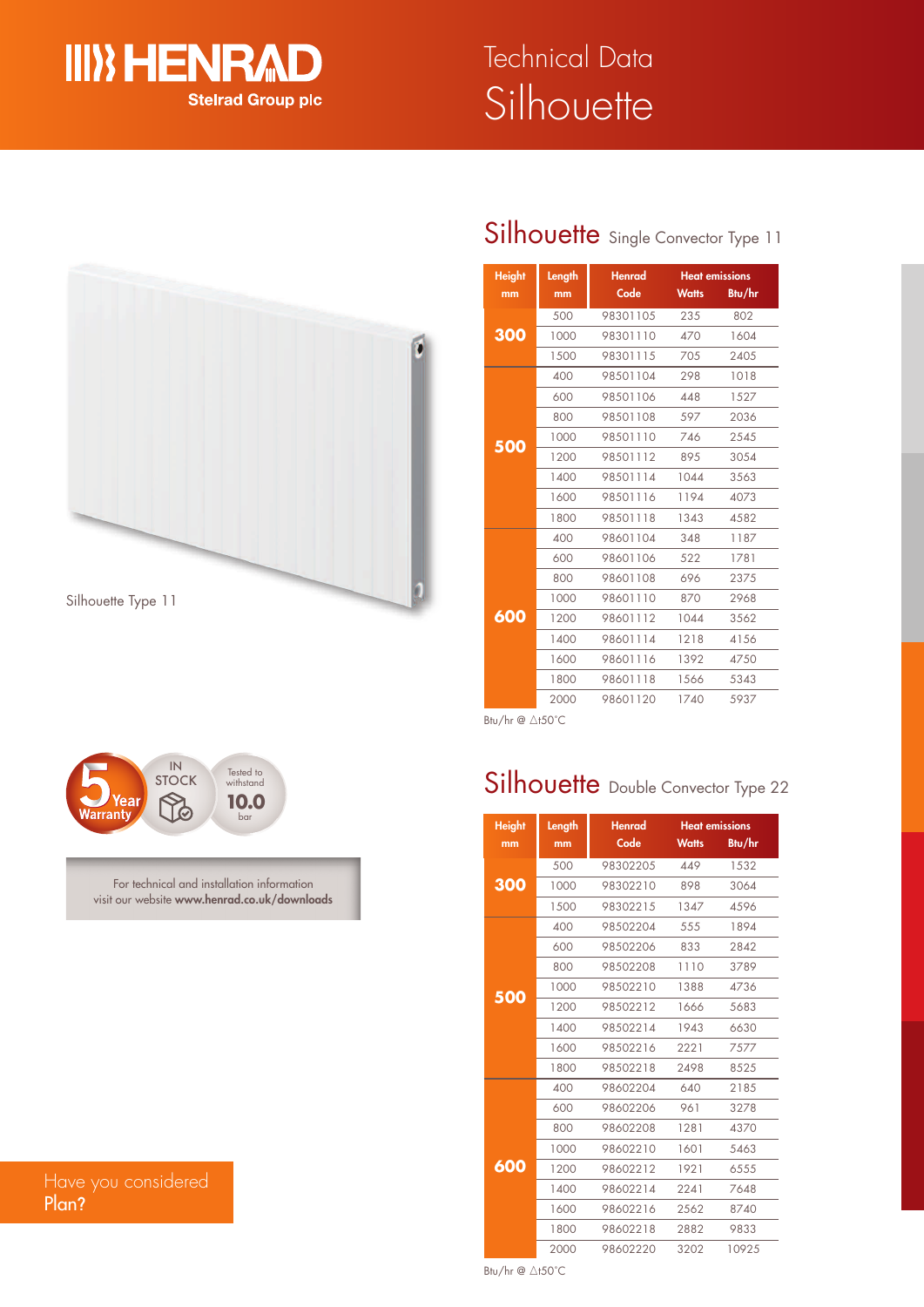# Technical Data

# Silhouette

Silhouette Type 11

5 Year Warranty

IN STOCK

Tested to withstand 10.0 bar

For technical and installation information visit our website **www.henrad.co.uk/downloads**

Have you considered Plan?

## Silhouette Single Convector Type 11

| Height mm | Length mm | Henrad Code | Heat emissions Watts | Btu/hr |
|---|---|---|---|---|
| 300 | 500 | 98301105 | 235 | 802 |
| | 1000 | 98301110 | 470 | 1604 |
| | 1500 | 98301115 | 705 | 2405 |
| 500 | 400 | 98501104 | 298 | 1018 |
| | 600 | 98501106 | 448 | 1527 |
| | 800 | 98501108 | 597 | 2036 |
| | 1000 | 98501110 | 746 | 2545 |
| | 1200 | 98501112 | 895 | 3054 |
| | 1400 | 98501114 | 1044 | 3563 |
| | 1600 | 98501116 | 1194 | 4073 |
| | 1800 | 98501118 | 1343 | 4582 |
| 600 | 400 | 98601104 | 348 | 1187 |
| | 600 | 98601106 | 522 | 1781 |
| | 800 | 98601108 | 696 | 2375 |
| | 1000 | 98601110 | 870 | 2968 |
| | 1200 | 98601112 | 1044 | 3562 |
| | 1400 | 98601114 | 1218 | 4156 |
| | 1600 | 98601116 | 1392 | 4750 |
| | 1800 | 98601118 | 1566 | 5343 |
| | 2000 | 98601120 | 1740 | 5937 |

Btu/hr @ △t50°C

## Silhouette Double Convector Type 22

| Height mm | Length mm | Henrad Code | Heat emissions Watts | Btu/hr |
|---|---|---|---|---|
| 300 | 500 | 98302205 | 449 | 1532 |
| | 1000 | 98302210 | 898 | 3064 |
| | 1500 | 98302215 | 1347 | 4596 |
| 500 | 400 | 98502204 | 555 | 1894 |
| | 600 | 98502206 | 833 | 2842 |
| | 800 | 98502208 | 1110 | 3789 |
| | 1000 | 98502210 | 1388 | 4736 |
| | 1200 | 98502212 | 1666 | 5683 |
| | 1400 | 98502214 | 1943 | 6630 |
| | 1600 | 98502216 | 2221 | 7577 |
| | 1800 | 98502218 | 2498 | 8525 |
| 600 | 400 | 98602204 | 640 | 2185 |
| | 600 | 98602206 | 961 | 3278 |
| | 800 | 98602208 | 1281 | 4370 |
| | 1000 | 98602210 | 1601 | 5463 |
| | 1200 | 98602212 | 1921 | 6555 |
| | 1400 | 98602214 | 2241 | 7648 |
| | 1600 | 98602216 | 2562 | 8740 |
| | 1800 | 98602218 | 2882 | 9833 |
| | 2000 | 98602220 | 3202 | 10925 |

Btu/hr @ △t50°C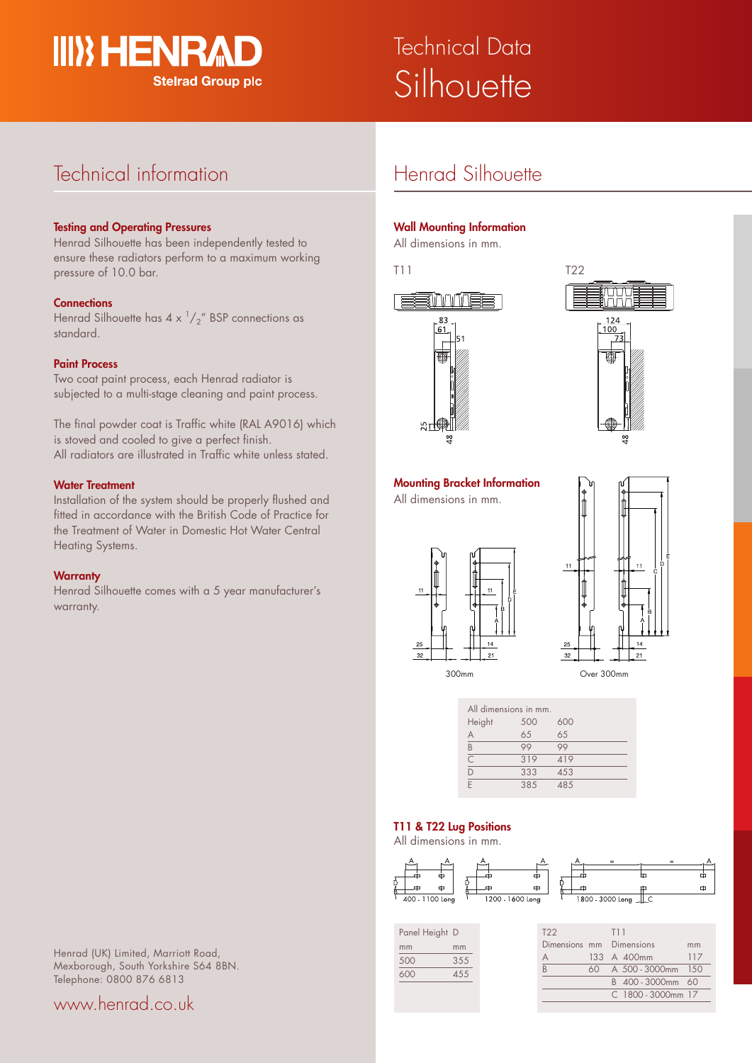# Technical Data
# Silhouette

## Technical information

### Testing and Operating Pressures

Henrad Silhouette has been independently tested to ensure these radiators perform to a maximum working pressure of 10.0 bar.

### Connections

Henrad Silhouette has 4 x $^{1}/_{2}$" BSP connections as standard.

### Paint Process

Two coat paint process, each Henrad radiator is subjected to a multi-stage cleaning and paint process.

The final powder coat is Traffic white (RAL A9016) which is stoved and cooled to give a perfect finish.
All radiators are illustrated in Traffic white unless stated.

### Water Treatment

Installation of the system should be properly flushed and fitted in accordance with the British Code of Practice for the Treatment of Water in Domestic Hot Water Central Heating Systems.

### Warranty

Henrad Silhouette comes with a 5 year manufacturer's warranty.

Henrad (UK) Limited, Marriott Road,
Mexborough, South Yorkshire S64 8BN.
Telephone: 0800 876 6813

www.henrad.co.uk

## Henrad Silhouette

### Wall Mounting Information

All dimensions in mm.

T11

83
61
51
25
48

T22

124
100
73
48

### Mounting Bracket Information

All dimensions in mm.

11
11
25
32
14
21
A B D E
300mm

11
11
25
32
14
21
A B C D E
Over 300mm

All dimensions in mm.

| Height | 500 | 600 |
|---|---|---|
| A | 65 | 65 |
| B | 99 | 99 |
| C | 319 | 419 |
| D | 333 | 453 |
| E | 385 | 485 |

### T11 & T22 Lug Positions

All dimensions in mm.

A A D B
400 - 1100 Long

A A D B
1200 - 1600 Long

A = = A D B C
1800 - 3000 Long

| Panel Height mm | D mm |
|---|---|
| 500 | 355 |
| 600 | 455 |

| T22 Dimensions | mm | T11 Dimensions | mm |
|---|---|---|---|
| A | 133 | A 400mm | 117 |
| B | 60 | A 500 - 3000mm | 150 |
| | | B 400 - 3000mm | 60 |
| | | C 1800 - 3000mm | 17 |